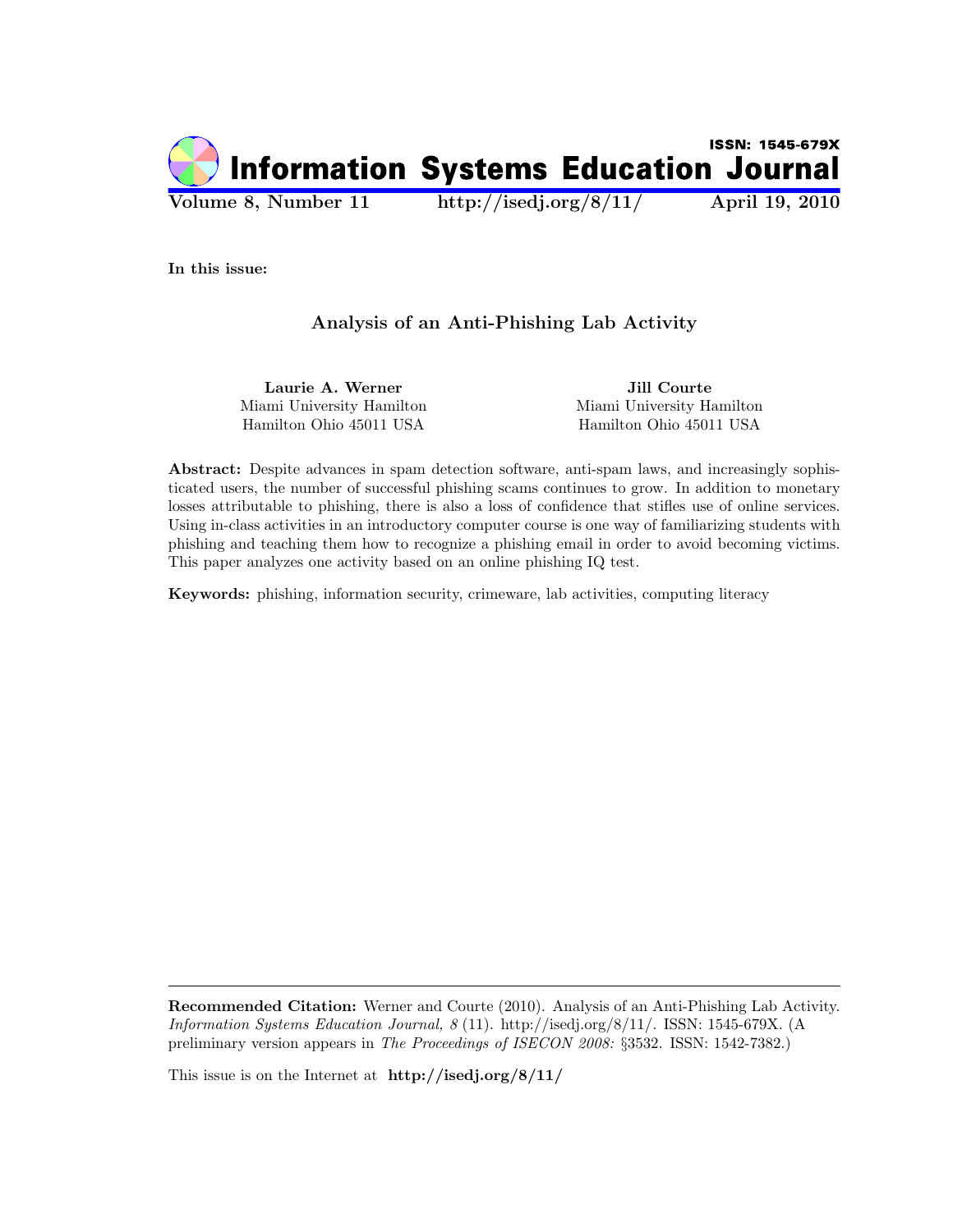# Information Systems Education Journal

ISSN: 1545-679X

Volume 8, Number 11 http://isedj.org/8/11/ April 19, 2010

**In this issue:**

## Analysis of an Anti-Phishing Lab Activity

**Laurie A. Werner**
Miami University Hamilton
Hamilton Ohio 45011 USA

**Jill Courte**
Miami University Hamilton
Hamilton Ohio 45011 USA

**Abstract:** Despite advances in spam detection software, anti-spam laws, and increasingly sophisticated users, the number of successful phishing scams continues to grow. In addition to monetary losses attributable to phishing, there is also a loss of confidence that stifles use of online services. Using in-class activities in an introductory computer course is one way of familiarizing students with phishing and teaching them how to recognize a phishing email in order to avoid becoming victims. This paper analyzes one activity based on an online phishing IQ test.

**Keywords:** phishing, information security, crimeware, lab activities, computing literacy

---

**Recommended Citation:** Werner and Courte (2010). Analysis of an Anti-Phishing Lab Activity. *Information Systems Education Journal, 8* (11). http://isedj.org/8/11/. ISSN: 1545-679X. (A preliminary version appears in *The Proceedings of ISECON 2008:* §3532. ISSN: 1542-7382.)

This issue is on the Internet at **http://isedj.org/8/11/**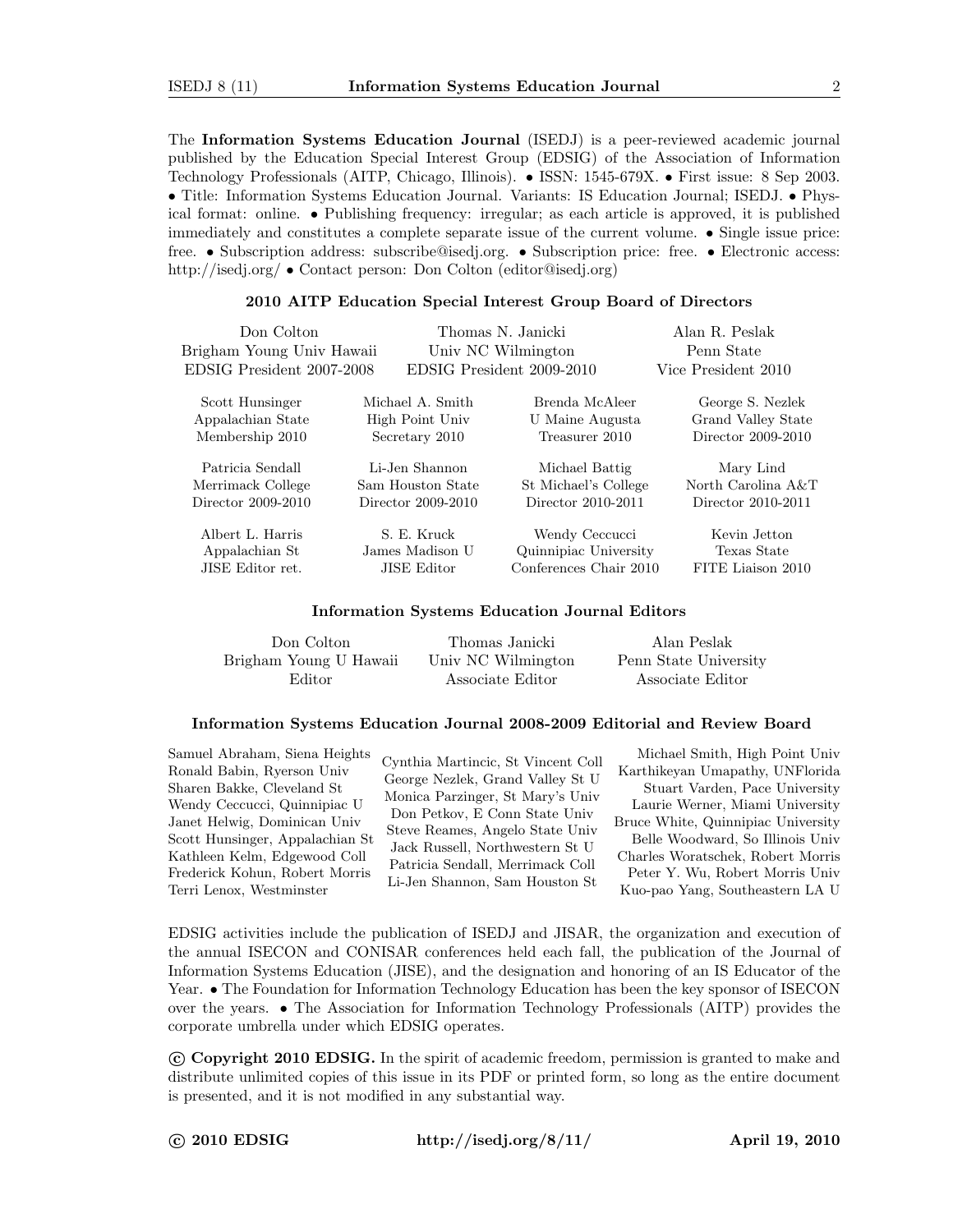The **Information Systems Education Journal** (ISEDJ) is a peer-reviewed academic journal published by the Education Special Interest Group (EDSIG) of the Association of Information Technology Professionals (AITP, Chicago, Illinois). • ISSN: 1545-679X. • First issue: 8 Sep 2003. • Title: Information Systems Education Journal. Variants: IS Education Journal; ISEDJ. • Physical format: online. • Publishing frequency: irregular; as each article is approved, it is published immediately and constitutes a complete separate issue of the current volume. • Single issue price: free. • Subscription address: subscribe@isedj.org. • Subscription price: free. • Electronic access: http://isedj.org/ • Contact person: Don Colton (editor@isedj.org)

### 2010 AITP Education Special Interest Group Board of Directors

| | | |
|---|---|---|
| Don Colton<br>Brigham Young Univ Hawaii<br>EDSIG President 2007-2008 | Thomas N. Janicki<br>Univ NC Wilmington<br>EDSIG President 2009-2010 | Alan R. Peslak<br>Penn State<br>Vice President 2010 |

| | | | |
|---|---|---|---|
| Scott Hunsinger<br>Appalachian State<br>Membership 2010 | Michael A. Smith<br>High Point Univ<br>Secretary 2010 | Brenda McAleer<br>U Maine Augusta<br>Treasurer 2010 | George S. Nezlek<br>Grand Valley State<br>Director 2009-2010 |
| Patricia Sendall<br>Merrimack College<br>Director 2009-2010 | Li-Jen Shannon<br>Sam Houston State<br>Director 2009-2010 | Michael Battig<br>St Michael's College<br>Director 2010-2011 | Mary Lind<br>North Carolina A&T<br>Director 2010-2011 |
| Albert L. Harris<br>Appalachian St<br>JISE Editor ret. | S. E. Kruck<br>James Madison U<br>JISE Editor | Wendy Ceccucci<br>Quinnipiac University<br>Conferences Chair 2010 | Kevin Jetton<br>Texas State<br>FITE Liaison 2010 |

### Information Systems Education Journal Editors

| | | |
|---|---|---|
| Don Colton<br>Brigham Young U Hawaii<br>Editor | Thomas Janicki<br>Univ NC Wilmington<br>Associate Editor | Alan Peslak<br>Penn State University<br>Associate Editor |

### Information Systems Education Journal 2008-2009 Editorial and Review Board

Samuel Abraham, Siena Heights
Ronald Babin, Ryerson Univ
Sharen Bakke, Cleveland St
Wendy Ceccucci, Quinnipiac U
Janet Helwig, Dominican Univ
Scott Hunsinger, Appalachian St
Kathleen Kelm, Edgewood Coll
Frederick Kohun, Robert Morris
Terri Lenox, Westminster
Cynthia Martincic, St Vincent Coll
George Nezlek, Grand Valley St U
Monica Parzinger, St Mary's Univ
Don Petkov, E Conn State Univ
Steve Reames, Angelo State Univ
Jack Russell, Northwestern St U
Patricia Sendall, Merrimack Coll
Li-Jen Shannon, Sam Houston St
Michael Smith, High Point Univ
Karthikeyan Umapathy, UNFlorida
Stuart Varden, Pace University
Laurie Werner, Miami University
Bruce White, Quinnipiac University
Belle Woodward, So Illinois Univ
Charles Woratschek, Robert Morris
Peter Y. Wu, Robert Morris Univ
Kuo-pao Yang, Southeastern LA U

EDSIG activities include the publication of ISEDJ and JISAR, the organization and execution of the annual ISECON and CONISAR conferences held each fall, the publication of the Journal of Information Systems Education (JISE), and the designation and honoring of an IS Educator of the Year. • The Foundation for Information Technology Education has been the key sponsor of ISECON over the years. • The Association for Information Technology Professionals (AITP) provides the corporate umbrella under which EDSIG operates.

**© Copyright 2010 EDSIG.** In the spirit of academic freedom, permission is granted to make and distribute unlimited copies of this issue in its PDF or printed form, so long as the entire document is presented, and it is not modified in any substantial way.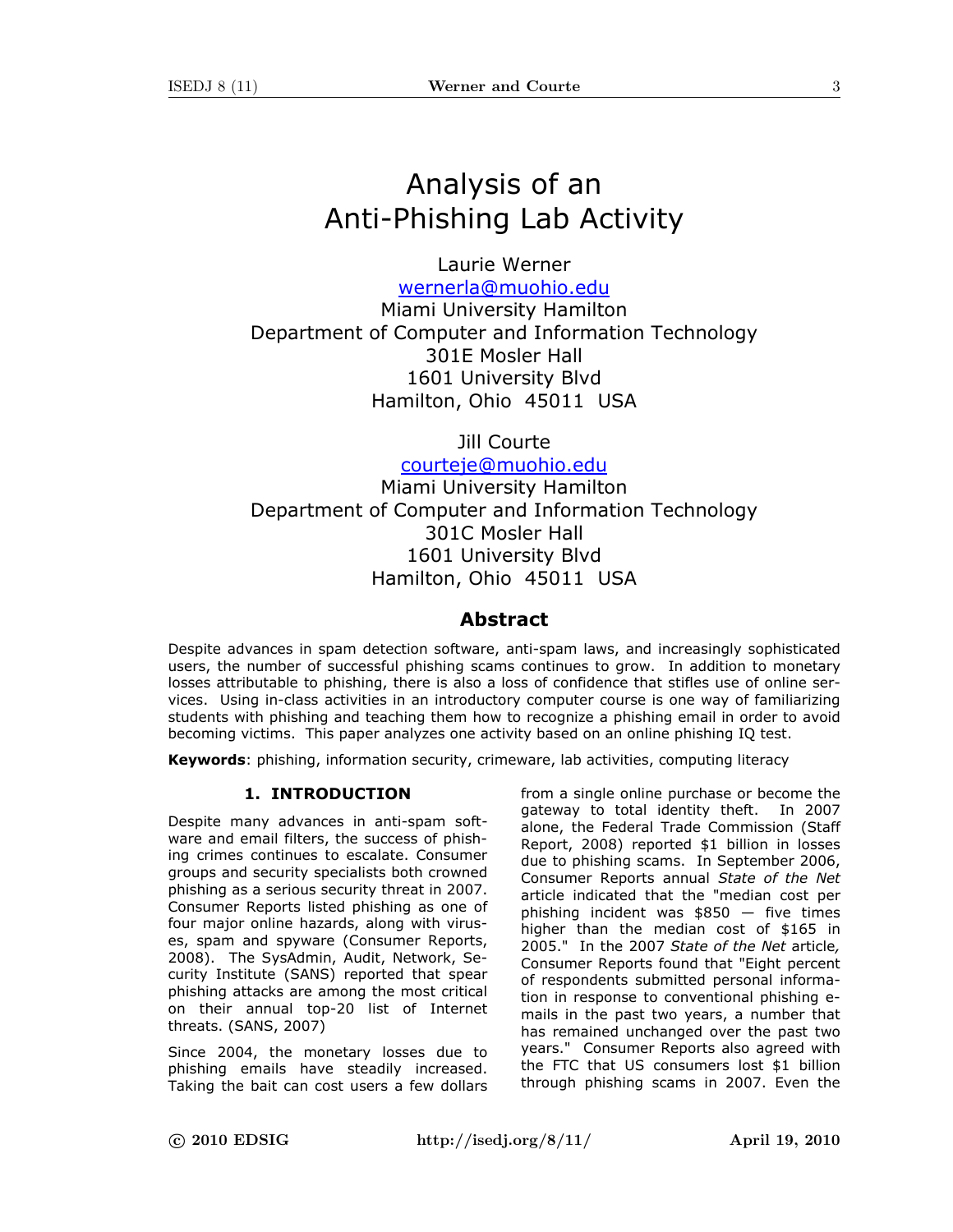# Analysis of an Anti-Phishing Lab Activity

Laurie Werner
wernerla@muohio.edu
Miami University Hamilton
Department of Computer and Information Technology
301E Mosler Hall
1601 University Blvd
Hamilton, Ohio 45011 USA

Jill Courte
courteje@muohio.edu
Miami University Hamilton
Department of Computer and Information Technology
301C Mosler Hall
1601 University Blvd
Hamilton, Ohio 45011 USA

## Abstract

Despite advances in spam detection software, anti-spam laws, and increasingly sophisticated users, the number of successful phishing scams continues to grow. In addition to monetary losses attributable to phishing, there is also a loss of confidence that stifles use of online services. Using in-class activities in an introductory computer course is one way of familiarizing students with phishing and teaching them how to recognize a phishing email in order to avoid becoming victims. This paper analyzes one activity based on an online phishing IQ test.

**Keywords**: phishing, information security, crimeware, lab activities, computing literacy

## 1. INTRODUCTION

Despite many advances in anti-spam software and email filters, the success of phishing crimes continues to escalate. Consumer groups and security specialists both crowned phishing as a serious security threat in 2007. Consumer Reports listed phishing as one of four major online hazards, along with viruses, spam and spyware (Consumer Reports, 2008). The SysAdmin, Audit, Network, Security Institute (SANS) reported that spear phishing attacks are among the most critical on their annual top-20 list of Internet threats. (SANS, 2007)

Since 2004, the monetary losses due to phishing emails have steadily increased. Taking the bait can cost users a few dollars from a single online purchase or become the gateway to total identity theft. In 2007 alone, the Federal Trade Commission (Staff Report, 2008) reported $1 billion in losses due to phishing scams. In September 2006, Consumer Reports annual *State of the Net* article indicated that the "median cost per phishing incident was $850 — five times higher than the median cost of $165 in 2005." In the 2007 *State of the Net* article, Consumer Reports found that "Eight percent of respondents submitted personal information in response to conventional phishing e-mails in the past two years, a number that has remained unchanged over the past two years." Consumer Reports also agreed with the FTC that US consumers lost $1 billion through phishing scams in 2007. Even the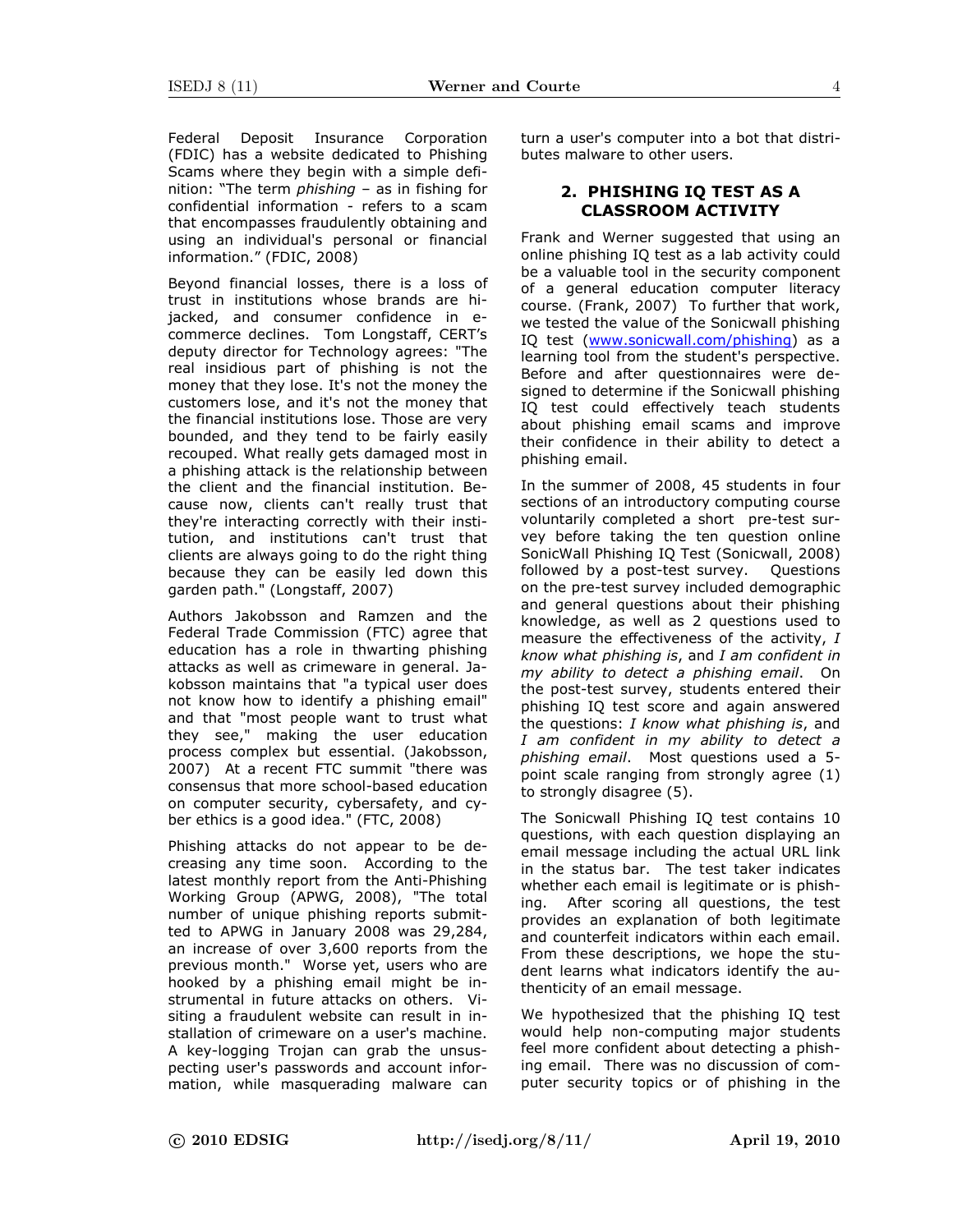Federal Deposit Insurance Corporation (FDIC) has a website dedicated to Phishing Scams where they begin with a simple definition: "The term *phishing* – as in fishing for confidential information - refers to a scam that encompasses fraudulently obtaining and using an individual's personal or financial information." (FDIC, 2008)

Beyond financial losses, there is a loss of trust in institutions whose brands are hijacked, and consumer confidence in e-commerce declines. Tom Longstaff, CERT's deputy director for Technology agrees: "The real insidious part of phishing is not the money that they lose. It's not the money the customers lose, and it's not the money that the financial institutions lose. Those are very bounded, and they tend to be fairly easily recouped. What really gets damaged most in a phishing attack is the relationship between the client and the financial institution. Because now, clients can't really trust that they're interacting correctly with their institution, and institutions can't trust that clients are always going to do the right thing because they can be easily led down this garden path." (Longstaff, 2007)

Authors Jakobsson and Ramzen and the Federal Trade Commission (FTC) agree that education has a role in thwarting phishing attacks as well as crimeware in general. Jakobsson maintains that "a typical user does not know how to identify a phishing email" and that "most people want to trust what they see," making the user education process complex but essential. (Jakobsson, 2007) At a recent FTC summit "there was consensus that more school-based education on computer security, cybersafety, and cyber ethics is a good idea." (FTC, 2008)

Phishing attacks do not appear to be decreasing any time soon. According to the latest monthly report from the Anti-Phishing Working Group (APWG, 2008), "The total number of unique phishing reports submitted to APWG in January 2008 was 29,284, an increase of over 3,600 reports from the previous month." Worse yet, users who are hooked by a phishing email might be instrumental in future attacks on others. Visiting a fraudulent website can result in installation of crimeware on a user's machine. A key-logging Trojan can grab the unsuspecting user's passwords and account information, while masquerading malware can turn a user's computer into a bot that distributes malware to other users.

## 2. PHISHING IQ TEST AS A CLASSROOM ACTIVITY

Frank and Werner suggested that using an online phishing IQ test as a lab activity could be a valuable tool in the security component of a general education computer literacy course. (Frank, 2007) To further that work, we tested the value of the Sonicwall phishing IQ test (www.sonicwall.com/phishing) as a learning tool from the student's perspective. Before and after questionnaires were designed to determine if the Sonicwall phishing IQ test could effectively teach students about phishing email scams and improve their confidence in their ability to detect a phishing email.

In the summer of 2008, 45 students in four sections of an introductory computing course voluntarily completed a short pre-test survey before taking the ten question online SonicWall Phishing IQ Test (Sonicwall, 2008) followed by a post-test survey. Questions on the pre-test survey included demographic and general questions about their phishing knowledge, as well as 2 questions used to measure the effectiveness of the activity, *I know what phishing is*, and *I am confident in my ability to detect a phishing email*. On the post-test survey, students entered their phishing IQ test score and again answered the questions: *I know what phishing is*, and *I am confident in my ability to detect a phishing email*. Most questions used a 5-point scale ranging from strongly agree (1) to strongly disagree (5).

The Sonicwall Phishing IQ test contains 10 questions, with each question displaying an email message including the actual URL link in the status bar. The test taker indicates whether each email is legitimate or is phishing. After scoring all questions, the test provides an explanation of both legitimate and counterfeit indicators within each email. From these descriptions, we hope the student learns what indicators identify the authenticity of an email message.

We hypothesized that the phishing IQ test would help non-computing major students feel more confident about detecting a phishing email. There was no discussion of computer security topics or of phishing in the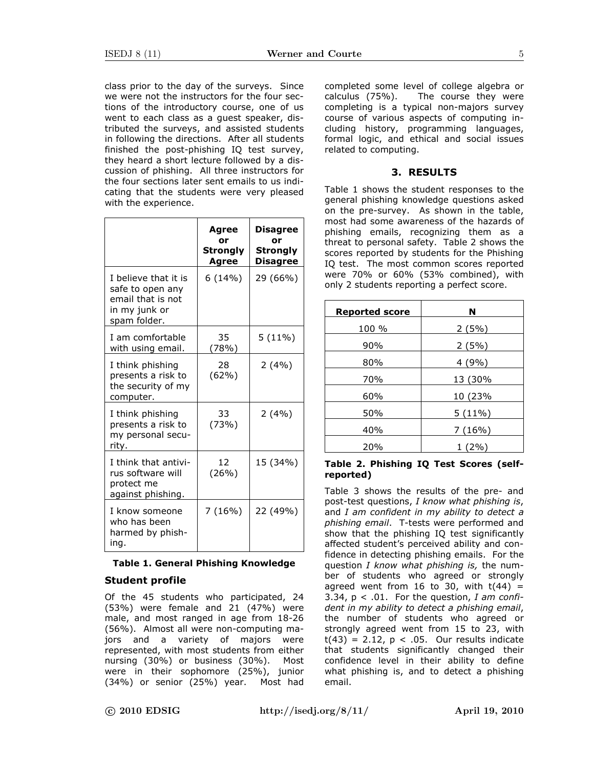class prior to the day of the surveys. Since we were not the instructors for the four sections of the introductory course, one of us went to each class as a guest speaker, distributed the surveys, and assisted students in following the directions. After all students finished the post-phishing IQ test survey, they heard a short lecture followed by a discussion of phishing. All three instructors for the four sections later sent emails to us indicating that the students were very pleased with the experience.

| | Agree or Strongly Agree | Disagree or Strongly Disagree |
|---|---|---|
| I believe that it is safe to open any email that is not in my junk or spam folder. | 6 (14%) | 29 (66%) |
| I am comfortable with using email. | 35 (78%) | 5 (11%) |
| I think phishing presents a risk to the security of my computer. | 28 (62%) | 2 (4%) |
| I think phishing presents a risk to my personal security. | 33 (73%) | 2 (4%) |
| I think that antivirus software will protect me against phishing. | 12 (26%) | 15 (34%) |
| I know someone who has been harmed by phishing. | 7 (16%) | 22 (49%) |

**Table 1. General Phishing Knowledge**

### Student profile

Of the 45 students who participated, 24 (53%) were female and 21 (47%) were male, and most ranged in age from 18-26 (56%). Almost all were non-computing majors and a variety of majors were represented, with most students from either nursing (30%) or business (30%). Most were in their sophomore (25%), junior (34%) or senior (25%) year. Most had completed some level of college algebra or calculus (75%). The course they were completing is a typical non-majors survey course of various aspects of computing including history, programming languages, formal logic, and ethical and social issues related to computing.

## 3. RESULTS

Table 1 shows the student responses to the general phishing knowledge questions asked on the pre-survey. As shown in the table, most had some awareness of the hazards of phishing emails, recognizing them as a threat to personal safety. Table 2 shows the scores reported by students for the Phishing IQ test. The most common scores reported were 70% or 60% (53% combined), with only 2 students reporting a perfect score.

| Reported score | N |
|---|---|
| 100 % | 2 (5%) |
| 90% | 2 (5%) |
| 80% | 4 (9%) |
| 70% | 13 (30% |
| 60% | 10 (23% |
| 50% | 5 (11%) |
| 40% | 7 (16%) |
| 20% | 1 (2%) |

**Table 2. Phishing IQ Test Scores (self-reported)**

Table 3 shows the results of the pre- and post-test questions, *I know what phishing is*, and *I am confident in my ability to detect a phishing email*. T-tests were performed and show that the phishing IQ test significantly affected student's perceived ability and confidence in detecting phishing emails. For the question *I know what phishing is,* the number of students who agreed or strongly agreed went from 16 to 30, with $t(44) = 3.34$, $p < .01$. For the question, *I am confident in my ability to detect a phishing email*, the number of students who agreed or strongly agreed went from 15 to 23, with $t(43) = 2.12$, $p < .05$. Our results indicate that students significantly changed their confidence level in their ability to define what phishing is, and to detect a phishing email.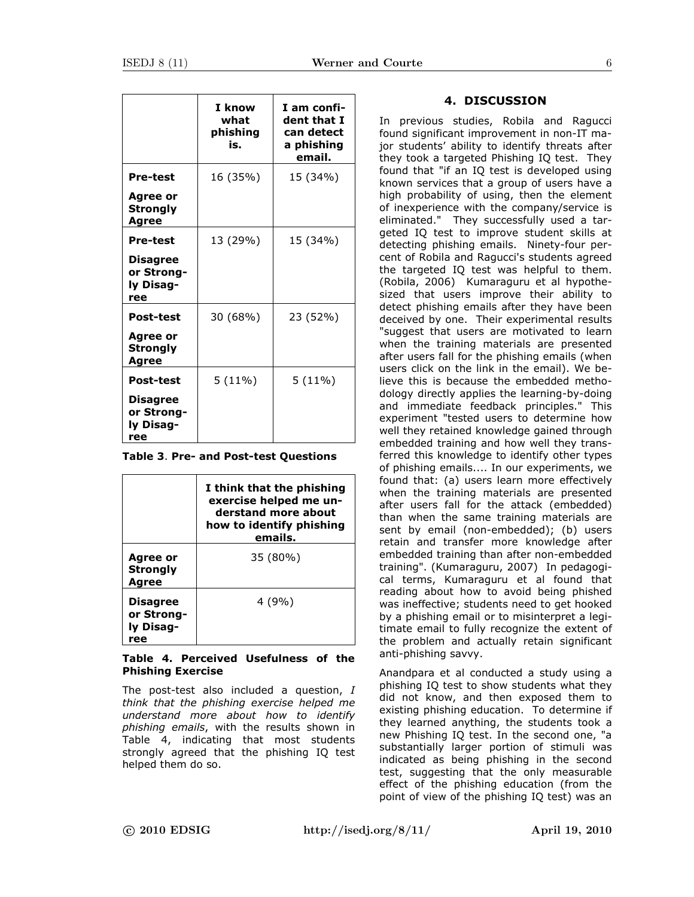| | I know what phishing is. | I am confident that I can detect a phishing email. |
|---|---|---|
| **Pre-test Agree or Strongly Agree** | 16 (35%) | 15 (34%) |
| **Pre-test Disagree or Strongly Disagree** | 13 (29%) | 15 (34%) |
| **Post-test Agree or Strongly Agree** | 30 (68%) | 23 (52%) |
| **Post-test Disagree or Strongly Disagree** | 5 (11%) | 5 (11%) |

**Table 3**. **Pre- and Post-test Questions**

| | I think that the phishing exercise helped me understand more about how to identify phishing emails. |
|---|---|
| **Agree or Strongly Agree** | 35 (80%) |
| **Disagree or Strongly Disagree** | 4 (9%) |

**Table 4. Perceived Usefulness of the Phishing Exercise**

The post-test also included a question, *I think that the phishing exercise helped me understand more about how to identify phishing emails*, with the results shown in Table 4, indicating that most students strongly agreed that the phishing IQ test helped them do so.

## 4. DISCUSSION

In previous studies, Robila and Ragucci found significant improvement in non-IT major students' ability to identify threats after they took a targeted Phishing IQ test. They found that "if an IQ test is developed using known services that a group of users have a high probability of using, then the element of inexperience with the company/service is eliminated." They successfully used a targeted IQ test to improve student skills at detecting phishing emails. Ninety-four percent of Robila and Ragucci's students agreed the targeted IQ test was helpful to them. (Robila, 2006) Kumaraguru et al hypothesized that users improve their ability to detect phishing emails after they have been deceived by one. Their experimental results "suggest that users are motivated to learn when the training materials are presented after users fall for the phishing emails (when users click on the link in the email). We believe this is because the embedded methodology directly applies the learning-by-doing and immediate feedback principles." This experiment "tested users to determine how well they retained knowledge gained through embedded training and how well they transferred this knowledge to identify other types of phishing emails.... In our experiments, we found that: (a) users learn more effectively when the training materials are presented after users fall for the attack (embedded) than when the same training materials are sent by email (non-embedded); (b) users retain and transfer more knowledge after embedded training than after non-embedded training". (Kumaraguru, 2007) In pedagogical terms, Kumaraguru et al found that reading about how to avoid being phished was ineffective; students need to get hooked by a phishing email or to misinterpret a legitimate email to fully recognize the extent of the problem and actually retain significant anti-phishing savvy.

Anandpara et al conducted a study using a phishing IQ test to show students what they did not know, and then exposed them to existing phishing education. To determine if they learned anything, the students took a new Phishing IQ test. In the second one, "a substantially larger portion of stimuli was indicated as being phishing in the second test, suggesting that the only measurable effect of the phishing education (from the point of view of the phishing IQ test) was an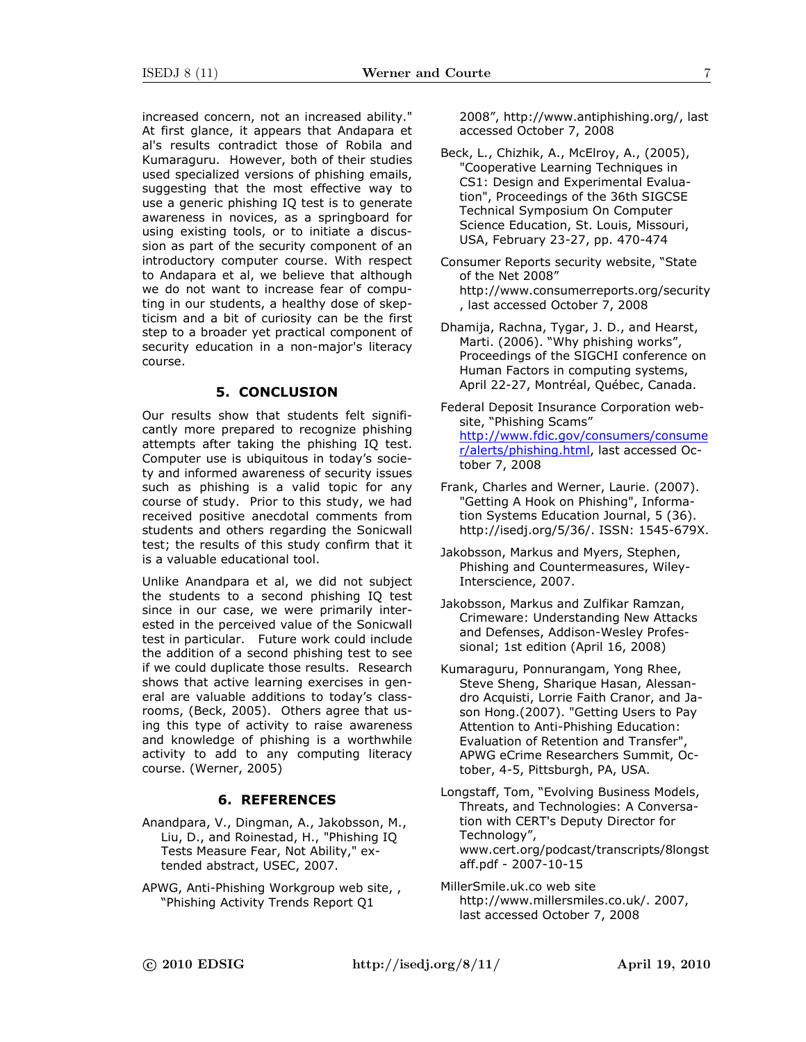increased concern, not an increased ability." At first glance, it appears that Andapara et al's results contradict those of Robila and Kumaraguru. However, both of their studies used specialized versions of phishing emails, suggesting that the most effective way to use a generic phishing IQ test is to generate awareness in novices, as a springboard for using existing tools, or to initiate a discussion as part of the security component of an introductory computer course. With respect to Andapara et al, we believe that although we do not want to increase fear of computing in our students, a healthy dose of skepticism and a bit of curiosity can be the first step to a broader yet practical component of security education in a non-major's literacy course.

## 5. CONCLUSION

Our results show that students felt significantly more prepared to recognize phishing attempts after taking the phishing IQ test. Computer use is ubiquitous in today's society and informed awareness of security issues such as phishing is a valid topic for any course of study. Prior to this study, we had received positive anecdotal comments from students and others regarding the Sonicwall test; the results of this study confirm that it is a valuable educational tool.

Unlike Anandpara et al, we did not subject the students to a second phishing IQ test since in our case, we were primarily interested in the perceived value of the Sonicwall test in particular. Future work could include the addition of a second phishing test to see if we could duplicate those results. Research shows that active learning exercises in general are valuable additions to today's classrooms, (Beck, 2005). Others agree that using this type of activity to raise awareness and knowledge of phishing is a worthwhile activity to add to any computing literacy course. (Werner, 2005)

## 6. REFERENCES

Anandpara, V., Dingman, A., Jakobsson, M., Liu, D., and Roinestad, H., "Phishing IQ Tests Measure Fear, Not Ability," extended abstract, USEC, 2007.

APWG, Anti-Phishing Workgroup web site, , "Phishing Activity Trends Report Q1 2008", http://www.antiphishing.org/, last accessed October 7, 2008

Beck, L., Chizhik, A., McElroy, A., (2005), "Cooperative Learning Techniques in CS1: Design and Experimental Evaluation", Proceedings of the 36th SIGCSE Technical Symposium On Computer Science Education, St. Louis, Missouri, USA, February 23-27, pp. 470-474

Consumer Reports security website, "State of the Net 2008" http://www.consumerreports.org/security , last accessed October 7, 2008

Dhamija, Rachna, Tygar, J. D., and Hearst, Marti. (2006). "Why phishing works", Proceedings of the SIGCHI conference on Human Factors in computing systems, April 22-27, Montréal, Québec, Canada.

Federal Deposit Insurance Corporation website, "Phishing Scams" http://www.fdic.gov/consumers/consumer/alerts/phishing.html, last accessed October 7, 2008

Frank, Charles and Werner, Laurie. (2007). "Getting A Hook on Phishing", Information Systems Education Journal, 5 (36). http://isedj.org/5/36/. ISSN: 1545-679X.

Jakobsson, Markus and Myers, Stephen, Phishing and Countermeasures, Wiley-Interscience, 2007.

Jakobsson, Markus and Zulfikar Ramzan, Crimeware: Understanding New Attacks and Defenses, Addison-Wesley Professional; 1st edition (April 16, 2008)

Kumaraguru, Ponnurangam, Yong Rhee, Steve Sheng, Sharique Hasan, Alessandro Acquisti, Lorrie Faith Cranor, and Jason Hong.(2007). "Getting Users to Pay Attention to Anti-Phishing Education: Evaluation of Retention and Transfer", APWG eCrime Researchers Summit, October, 4-5, Pittsburgh, PA, USA.

Longstaff, Tom, "Evolving Business Models, Threats, and Technologies: A Conversation with CERT's Deputy Director for Technology", www.cert.org/podcast/transcripts/8longstaff.pdf - 2007-10-15

MillerSmile.uk.co web site http://www.millersmiles.co.uk/. 2007, last accessed October 7, 2008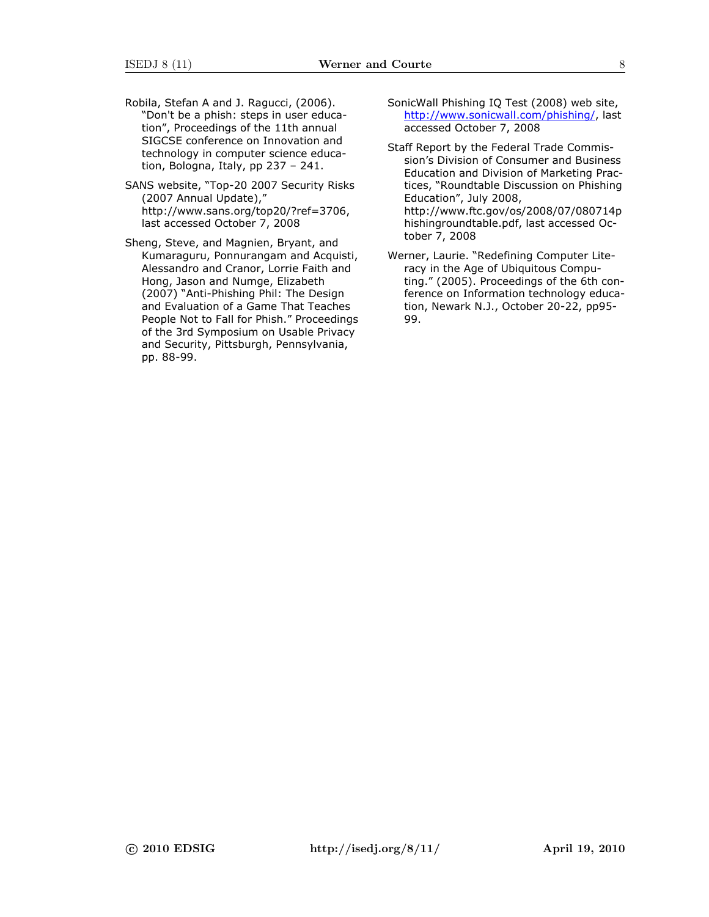Robila, Stefan A and J. Ragucci, (2006). "Don't be a phish: steps in user education", Proceedings of the 11th annual SIGCSE conference on Innovation and technology in computer science education, Bologna, Italy, pp 237 – 241.

SANS website, "Top-20 2007 Security Risks (2007 Annual Update)," http://www.sans.org/top20/?ref=3706, last accessed October 7, 2008

Sheng, Steve, and Magnien, Bryant, and Kumaraguru, Ponnurangam and Acquisti, Alessandro and Cranor, Lorrie Faith and Hong, Jason and Numge, Elizabeth (2007) "Anti-Phishing Phil: The Design and Evaluation of a Game That Teaches People Not to Fall for Phish." Proceedings of the 3rd Symposium on Usable Privacy and Security, Pittsburgh, Pennsylvania, pp. 88-99.

SonicWall Phishing IQ Test (2008) web site, http://www.sonicwall.com/phishing/, last accessed October 7, 2008

Staff Report by the Federal Trade Commission's Division of Consumer and Business Education and Division of Marketing Practices, "Roundtable Discussion on Phishing Education", July 2008, http://www.ftc.gov/os/2008/07/080714phishingroundtable.pdf, last accessed October 7, 2008

Werner, Laurie. "Redefining Computer Literacy in the Age of Ubiquitous Computing." (2005). Proceedings of the 6th conference on Information technology education, Newark N.J., October 20-22, pp95-99.